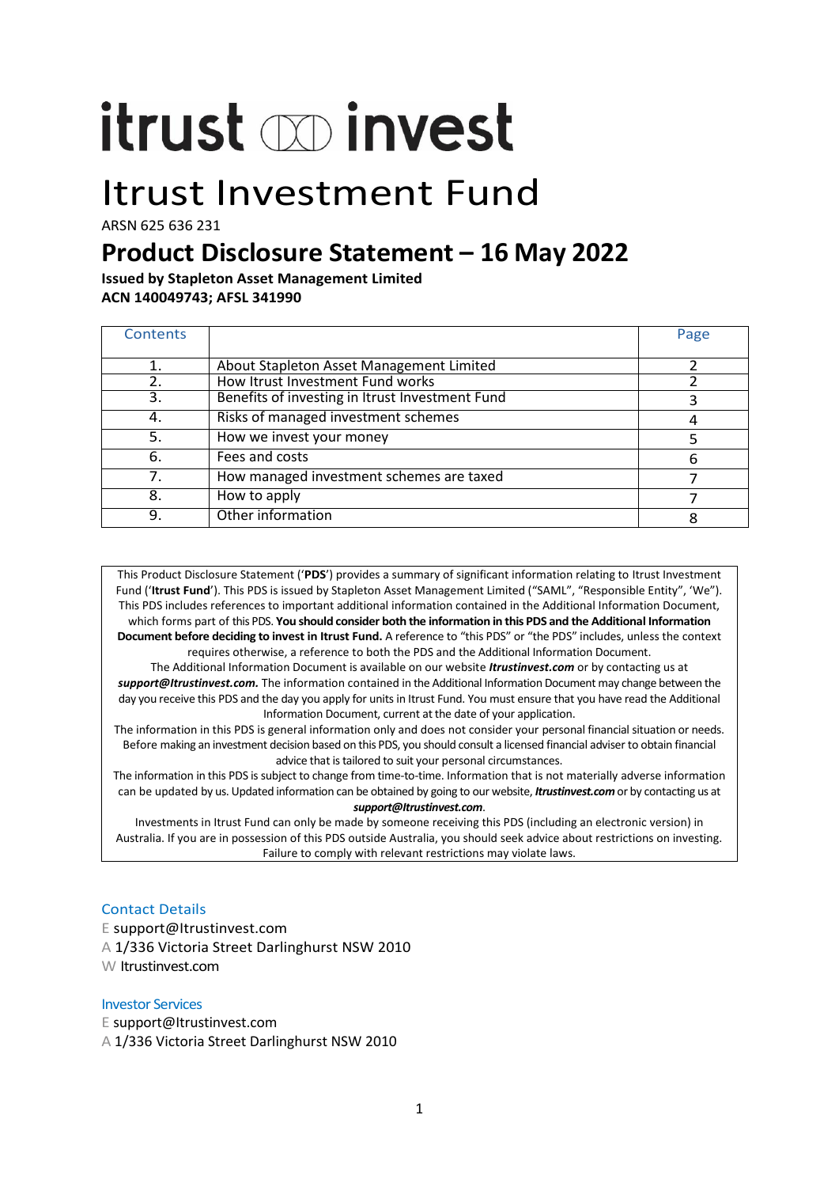# itrust invest

# Itrust Investment Fund

ARSN 625 636 231

## Product Disclosure Statement – 16 May 2022

**Issued by Stapleton Asset Management Limited**
**ACN 140049743; AFSL 341990**

| Contents | | Page |
|---|---|---|
| 1. | About Stapleton Asset Management Limited | 2 |
| 2. | How Itrust Investment Fund works | 2 |
| 3. | Benefits of investing in Itrust Investment Fund | 3 |
| 4. | Risks of managed investment schemes | 4 |
| 5. | How we invest your money | 5 |
| 6. | Fees and costs | 6 |
| 7. | How managed investment schemes are taxed | 7 |
| 8. | How to apply | 7 |
| 9. | Other information | 8 |

This Product Disclosure Statement ('**PDS**') provides a summary of significant information relating to Itrust Investment Fund ('**Itrust Fund**'). This PDS is issued by Stapleton Asset Management Limited ("SAML", "Responsible Entity", 'We'). This PDS includes references to important additional information contained in the Additional Information Document, which forms part of this PDS. **You should consider both the information in this PDS and the Additional Information Document before deciding to invest in Itrust Fund.** A reference to "this PDS" or "the PDS" includes, unless the context requires otherwise, a reference to both the PDS and the Additional Information Document.

The Additional Information Document is available on our website ***Itrustinvest.com*** or by contacting us at ***support@Itrustinvest.com.*** The information contained in the Additional Information Document may change between the day you receive this PDS and the day you apply for units in Itrust Fund. You must ensure that you have read the Additional Information Document, current at the date of your application.

The information in this PDS is general information only and does not consider your personal financial situation or needs. Before making an investment decision based on this PDS, you should consult a licensed financial adviser to obtain financial advice that is tailored to suit your personal circumstances.

The information in this PDS is subject to change from time-to-time. Information that is not materially adverse information can be updated by us. Updated information can be obtained by going to our website, ***Itrustinvest.com*** or by contacting us at ***support@Itrustinvest.com***.

Investments in Itrust Fund can only be made by someone receiving this PDS (including an electronic version) in Australia. If you are in possession of this PDS outside Australia, you should seek advice about restrictions on investing. Failure to comply with relevant restrictions may violate laws.

### Contact Details

E support@Itrustinvest.com
A 1/336 Victoria Street Darlinghurst NSW 2010
W Itrustinvest.com

### Investor Services

E support@Itrustinvest.com
A 1/336 Victoria Street Darlinghurst NSW 2010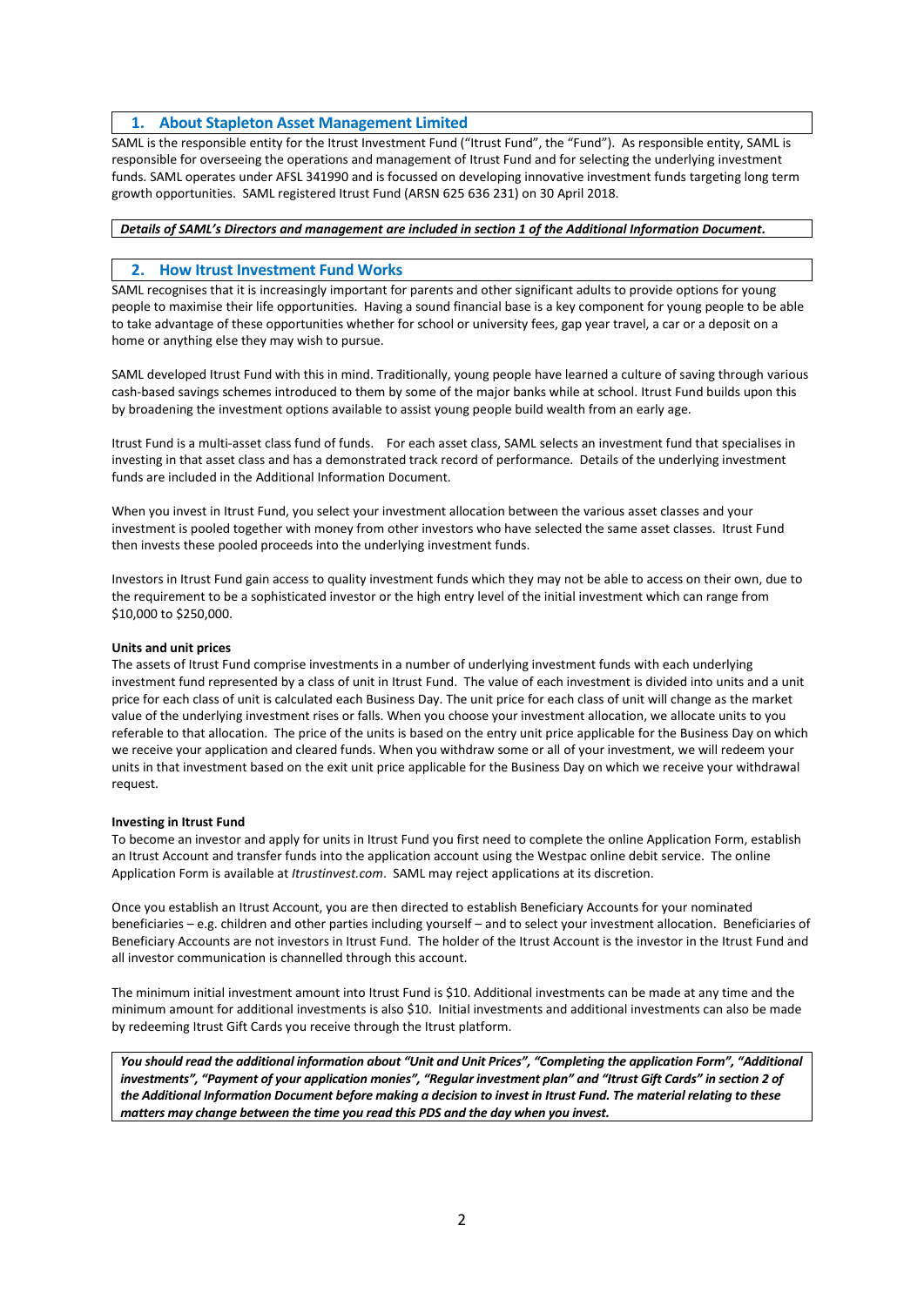## 1. About Stapleton Asset Management Limited

SAML is the responsible entity for the Itrust Investment Fund ("Itrust Fund", the "Fund"). As responsible entity, SAML is responsible for overseeing the operations and management of Itrust Fund and for selecting the underlying investment funds. SAML operates under AFSL 341990 and is focussed on developing innovative investment funds targeting long term growth opportunities. SAML registered Itrust Fund (ARSN 625 636 231) on 30 April 2018.

***Details of SAML's Directors and management are included in section 1 of the Additional Information Document.***

## 2. How Itrust Investment Fund Works

SAML recognises that it is increasingly important for parents and other significant adults to provide options for young people to maximise their life opportunities. Having a sound financial base is a key component for young people to be able to take advantage of these opportunities whether for school or university fees, gap year travel, a car or a deposit on a home or anything else they may wish to pursue.

SAML developed Itrust Fund with this in mind. Traditionally, young people have learned a culture of saving through various cash-based savings schemes introduced to them by some of the major banks while at school. Itrust Fund builds upon this by broadening the investment options available to assist young people build wealth from an early age.

Itrust Fund is a multi-asset class fund of funds. For each asset class, SAML selects an investment fund that specialises in investing in that asset class and has a demonstrated track record of performance. Details of the underlying investment funds are included in the Additional Information Document.

When you invest in Itrust Fund, you select your investment allocation between the various asset classes and your investment is pooled together with money from other investors who have selected the same asset classes. Itrust Fund then invests these pooled proceeds into the underlying investment funds.

Investors in Itrust Fund gain access to quality investment funds which they may not be able to access on their own, due to the requirement to be a sophisticated investor or the high entry level of the initial investment which can range from $10,000 to $250,000.

**Units and unit prices**

The assets of Itrust Fund comprise investments in a number of underlying investment funds with each underlying investment fund represented by a class of unit in Itrust Fund. The value of each investment is divided into units and a unit price for each class of unit is calculated each Business Day. The unit price for each class of unit will change as the market value of the underlying investment rises or falls. When you choose your investment allocation, we allocate units to you referable to that allocation. The price of the units is based on the entry unit price applicable for the Business Day on which we receive your application and cleared funds. When you withdraw some or all of your investment, we will redeem your units in that investment based on the exit unit price applicable for the Business Day on which we receive your withdrawal request.

**Investing in Itrust Fund**

To become an investor and apply for units in Itrust Fund you first need to complete the online Application Form, establish an Itrust Account and transfer funds into the application account using the Westpac online debit service. The online Application Form is available at *Itrustinvest.com*. SAML may reject applications at its discretion.

Once you establish an Itrust Account, you are then directed to establish Beneficiary Accounts for your nominated beneficiaries – e.g. children and other parties including yourself – and to select your investment allocation. Beneficiaries of Beneficiary Accounts are not investors in Itrust Fund. The holder of the Itrust Account is the investor in the Itrust Fund and all investor communication is channelled through this account.

The minimum initial investment amount into Itrust Fund is $10. Additional investments can be made at any time and the minimum amount for additional investments is also $10. Initial investments and additional investments can also be made by redeeming Itrust Gift Cards you receive through the Itrust platform.

***You should read the additional information about "Unit and Unit Prices", "Completing the application Form", "Additional investments", "Payment of your application monies", "Regular investment plan" and "Itrust Gift Cards" in section 2 of the Additional Information Document before making a decision to invest in Itrust Fund. The material relating to these matters may change between the time you read this PDS and the day when you invest.***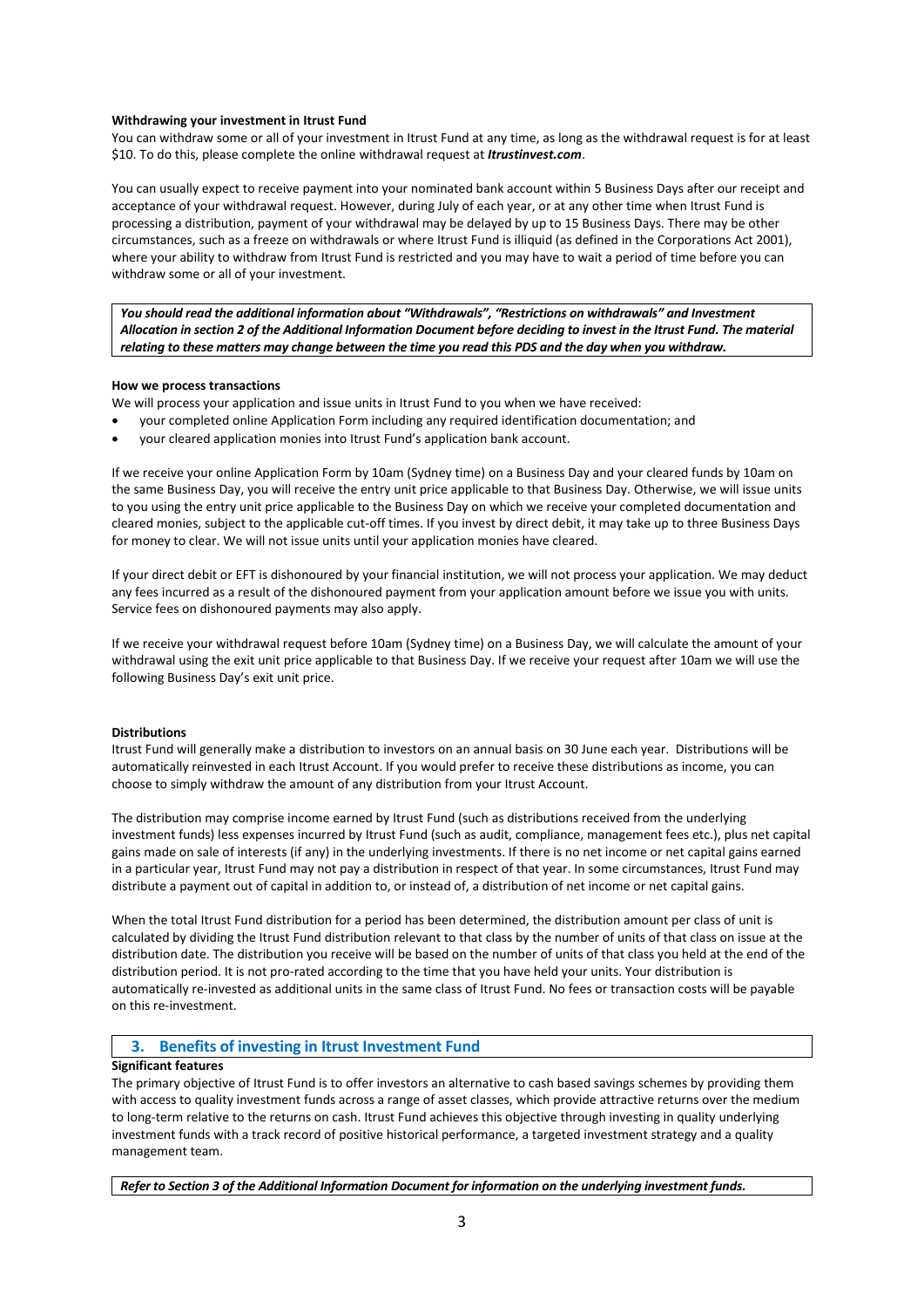**Withdrawing your investment in Itrust Fund**

You can withdraw some or all of your investment in Itrust Fund at any time, as long as the withdrawal request is for at least $10. To do this, please complete the online withdrawal request at ***Itrustinvest.com***.

You can usually expect to receive payment into your nominated bank account within 5 Business Days after our receipt and acceptance of your withdrawal request. However, during July of each year, or at any other time when Itrust Fund is processing a distribution, payment of your withdrawal may be delayed by up to 15 Business Days. There may be other circumstances, such as a freeze on withdrawals or where Itrust Fund is illiquid (as defined in the Corporations Act 2001), where your ability to withdraw from Itrust Fund is restricted and you may have to wait a period of time before you can withdraw some or all of your investment.

> ***You should read the additional information about "Withdrawals", "Restrictions on withdrawals" and Investment Allocation in section 2 of the Additional Information Document before deciding to invest in the Itrust Fund. The material relating to these matters may change between the time you read this PDS and the day when you withdraw.***

**How we process transactions**

We will process your application and issue units in Itrust Fund to you when we have received:

- your completed online Application Form including any required identification documentation; and
- your cleared application monies into Itrust Fund's application bank account.

If we receive your online Application Form by 10am (Sydney time) on a Business Day and your cleared funds by 10am on the same Business Day, you will receive the entry unit price applicable to that Business Day. Otherwise, we will issue units to you using the entry unit price applicable to the Business Day on which we receive your completed documentation and cleared monies, subject to the applicable cut-off times. If you invest by direct debit, it may take up to three Business Days for money to clear. We will not issue units until your application monies have cleared.

If your direct debit or EFT is dishonoured by your financial institution, we will not process your application. We may deduct any fees incurred as a result of the dishonoured payment from your application amount before we issue you with units. Service fees on dishonoured payments may also apply.

If we receive your withdrawal request before 10am (Sydney time) on a Business Day, we will calculate the amount of your withdrawal using the exit unit price applicable to that Business Day. If we receive your request after 10am we will use the following Business Day's exit unit price.

**Distributions**

Itrust Fund will generally make a distribution to investors on an annual basis on 30 June each year. Distributions will be automatically reinvested in each Itrust Account. If you would prefer to receive these distributions as income, you can choose to simply withdraw the amount of any distribution from your Itrust Account.

The distribution may comprise income earned by Itrust Fund (such as distributions received from the underlying investment funds) less expenses incurred by Itrust Fund (such as audit, compliance, management fees etc.), plus net capital gains made on sale of interests (if any) in the underlying investments. If there is no net income or net capital gains earned in a particular year, Itrust Fund may not pay a distribution in respect of that year. In some circumstances, Itrust Fund may distribute a payment out of capital in addition to, or instead of, a distribution of net income or net capital gains.

When the total Itrust Fund distribution for a period has been determined, the distribution amount per class of unit is calculated by dividing the Itrust Fund distribution relevant to that class by the number of units of that class on issue at the distribution date. The distribution you receive will be based on the number of units of that class you held at the end of the distribution period. It is not pro-rated according to the time that you have held your units. Your distribution is automatically re-invested as additional units in the same class of Itrust Fund. No fees or transaction costs will be payable on this re-investment.

## 3. Benefits of investing in Itrust Investment Fund

**Significant features**

The primary objective of Itrust Fund is to offer investors an alternative to cash based savings schemes by providing them with access to quality investment funds across a range of asset classes, which provide attractive returns over the medium to long-term relative to the returns on cash. Itrust Fund achieves this objective through investing in quality underlying investment funds with a track record of positive historical performance, a targeted investment strategy and a quality management team.

> ***Refer to Section 3 of the Additional Information Document for information on the underlying investment funds.***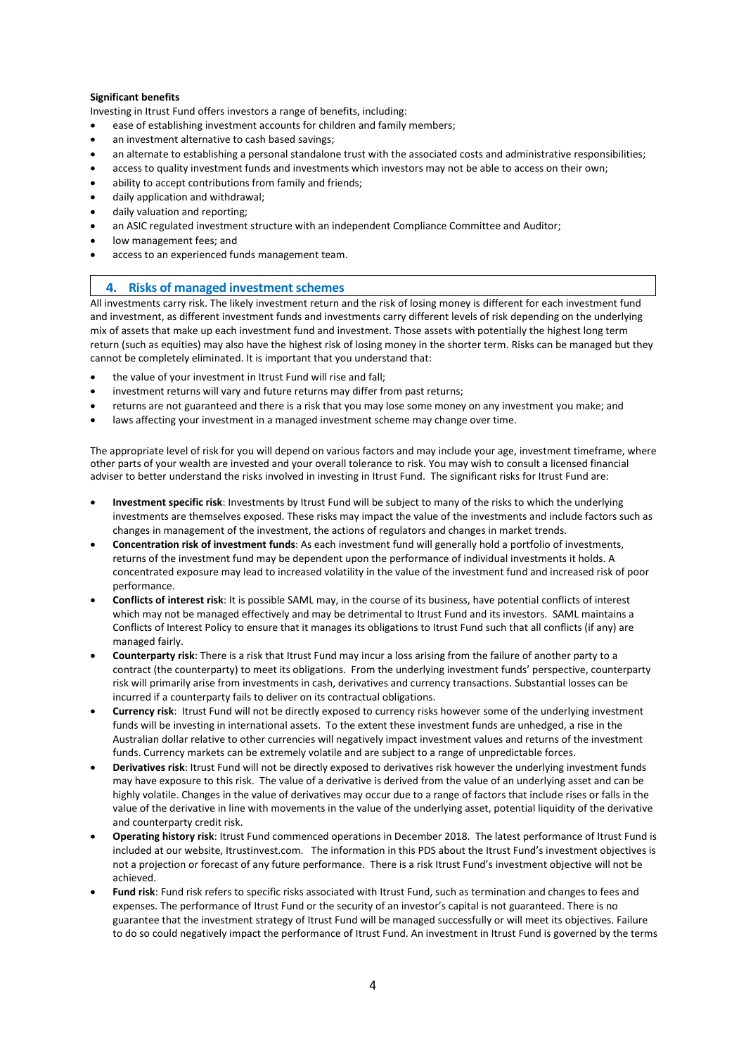**Significant benefits**

Investing in Itrust Fund offers investors a range of benefits, including:

- ease of establishing investment accounts for children and family members;
- an investment alternative to cash based savings;
- an alternate to establishing a personal standalone trust with the associated costs and administrative responsibilities;
- access to quality investment funds and investments which investors may not be able to access on their own;
- ability to accept contributions from family and friends;
- daily application and withdrawal;
- daily valuation and reporting;
- an ASIC regulated investment structure with an independent Compliance Committee and Auditor;
- low management fees; and
- access to an experienced funds management team.

## 4. Risks of managed investment schemes

All investments carry risk. The likely investment return and the risk of losing money is different for each investment fund and investment, as different investment funds and investments carry different levels of risk depending on the underlying mix of assets that make up each investment fund and investment. Those assets with potentially the highest long term return (such as equities) may also have the highest risk of losing money in the shorter term. Risks can be managed but they cannot be completely eliminated. It is important that you understand that:

- the value of your investment in Itrust Fund will rise and fall;
- investment returns will vary and future returns may differ from past returns;
- returns are not guaranteed and there is a risk that you may lose some money on any investment you make; and
- laws affecting your investment in a managed investment scheme may change over time.

The appropriate level of risk for you will depend on various factors and may include your age, investment timeframe, where other parts of your wealth are invested and your overall tolerance to risk. You may wish to consult a licensed financial adviser to better understand the risks involved in investing in Itrust Fund. The significant risks for Itrust Fund are:

- **Investment specific risk**: Investments by Itrust Fund will be subject to many of the risks to which the underlying investments are themselves exposed. These risks may impact the value of the investments and include factors such as changes in management of the investment, the actions of regulators and changes in market trends.
- **Concentration risk of investment funds**: As each investment fund will generally hold a portfolio of investments, returns of the investment fund may be dependent upon the performance of individual investments it holds. A concentrated exposure may lead to increased volatility in the value of the investment fund and increased risk of poor performance.
- **Conflicts of interest risk**: It is possible SAML may, in the course of its business, have potential conflicts of interest which may not be managed effectively and may be detrimental to Itrust Fund and its investors. SAML maintains a Conflicts of Interest Policy to ensure that it manages its obligations to Itrust Fund such that all conflicts (if any) are managed fairly.
- **Counterparty risk**: There is a risk that Itrust Fund may incur a loss arising from the failure of another party to a contract (the counterparty) to meet its obligations. From the underlying investment funds' perspective, counterparty risk will primarily arise from investments in cash, derivatives and currency transactions. Substantial losses can be incurred if a counterparty fails to deliver on its contractual obligations.
- **Currency risk**: Itrust Fund will not be directly exposed to currency risks however some of the underlying investment funds will be investing in international assets. To the extent these investment funds are unhedged, a rise in the Australian dollar relative to other currencies will negatively impact investment values and returns of the investment funds. Currency markets can be extremely volatile and are subject to a range of unpredictable forces.
- **Derivatives risk**: Itrust Fund will not be directly exposed to derivatives risk however the underlying investment funds may have exposure to this risk. The value of a derivative is derived from the value of an underlying asset and can be highly volatile. Changes in the value of derivatives may occur due to a range of factors that include rises or falls in the value of the derivative in line with movements in the value of the underlying asset, potential liquidity of the derivative and counterparty credit risk.
- **Operating history risk**: Itrust Fund commenced operations in December 2018. The latest performance of Itrust Fund is included at our website, Itrustinvest.com. The information in this PDS about the Itrust Fund's investment objectives is not a projection or forecast of any future performance. There is a risk Itrust Fund's investment objective will not be achieved.
- **Fund risk**: Fund risk refers to specific risks associated with Itrust Fund, such as termination and changes to fees and expenses. The performance of Itrust Fund or the security of an investor's capital is not guaranteed. There is no guarantee that the investment strategy of Itrust Fund will be managed successfully or will meet its objectives. Failure to do so could negatively impact the performance of Itrust Fund. An investment in Itrust Fund is governed by the terms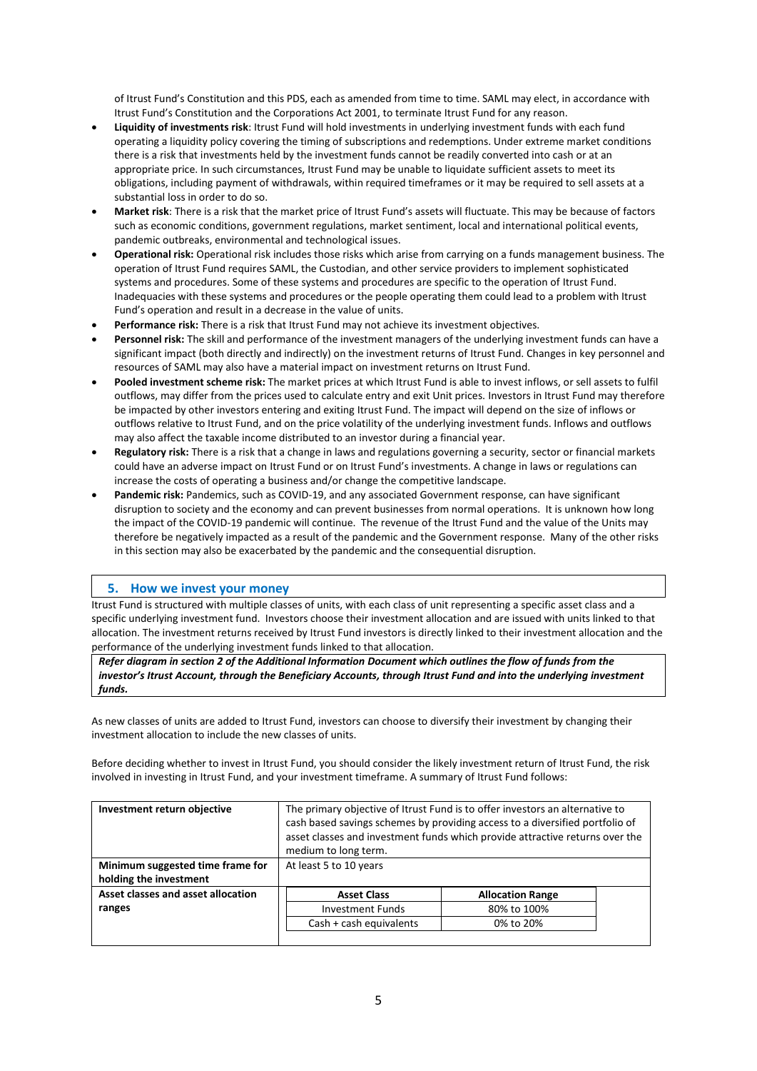of Itrust Fund's Constitution and this PDS, each as amended from time to time. SAML may elect, in accordance with Itrust Fund's Constitution and the Corporations Act 2001, to terminate Itrust Fund for any reason.

- **Liquidity of investments risk**: Itrust Fund will hold investments in underlying investment funds with each fund operating a liquidity policy covering the timing of subscriptions and redemptions. Under extreme market conditions there is a risk that investments held by the investment funds cannot be readily converted into cash or at an appropriate price. In such circumstances, Itrust Fund may be unable to liquidate sufficient assets to meet its obligations, including payment of withdrawals, within required timeframes or it may be required to sell assets at a substantial loss in order to do so.
- **Market risk**: There is a risk that the market price of Itrust Fund's assets will fluctuate. This may be because of factors such as economic conditions, government regulations, market sentiment, local and international political events, pandemic outbreaks, environmental and technological issues.
- **Operational risk:** Operational risk includes those risks which arise from carrying on a funds management business. The operation of Itrust Fund requires SAML, the Custodian, and other service providers to implement sophisticated systems and procedures. Some of these systems and procedures are specific to the operation of Itrust Fund. Inadequacies with these systems and procedures or the people operating them could lead to a problem with Itrust Fund's operation and result in a decrease in the value of units.
- **Performance risk:** There is a risk that Itrust Fund may not achieve its investment objectives.
- **Personnel risk:** The skill and performance of the investment managers of the underlying investment funds can have a significant impact (both directly and indirectly) on the investment returns of Itrust Fund. Changes in key personnel and resources of SAML may also have a material impact on investment returns on Itrust Fund.
- **Pooled investment scheme risk:** The market prices at which Itrust Fund is able to invest inflows, or sell assets to fulfil outflows, may differ from the prices used to calculate entry and exit Unit prices. Investors in Itrust Fund may therefore be impacted by other investors entering and exiting Itrust Fund. The impact will depend on the size of inflows or outflows relative to Itrust Fund, and on the price volatility of the underlying investment funds. Inflows and outflows may also affect the taxable income distributed to an investor during a financial year.
- **Regulatory risk:** There is a risk that a change in laws and regulations governing a security, sector or financial markets could have an adverse impact on Itrust Fund or on Itrust Fund's investments. A change in laws or regulations can increase the costs of operating a business and/or change the competitive landscape.
- **Pandemic risk:** Pandemics, such as COVID-19, and any associated Government response, can have significant disruption to society and the economy and can prevent businesses from normal operations. It is unknown how long the impact of the COVID-19 pandemic will continue. The revenue of the Itrust Fund and the value of the Units may therefore be negatively impacted as a result of the pandemic and the Government response. Many of the other risks in this section may also be exacerbated by the pandemic and the consequential disruption.

## 5. How we invest your money

Itrust Fund is structured with multiple classes of units, with each class of unit representing a specific asset class and a specific underlying investment fund. Investors choose their investment allocation and are issued with units linked to that allocation. The investment returns received by Itrust Fund investors is directly linked to their investment allocation and the performance of the underlying investment funds linked to that allocation.

***Refer diagram in section 2 of the Additional Information Document which outlines the flow of funds from the investor's Itrust Account, through the Beneficiary Accounts, through Itrust Fund and into the underlying investment funds.***

As new classes of units are added to Itrust Fund, investors can choose to diversify their investment by changing their investment allocation to include the new classes of units.

Before deciding whether to invest in Itrust Fund, you should consider the likely investment return of Itrust Fund, the risk involved in investing in Itrust Fund, and your investment timeframe. A summary of Itrust Fund follows:

| | | |
|---|---|---|
| **Investment return objective** | The primary objective of Itrust Fund is to offer investors an alternative to cash based savings schemes by providing access to a diversified portfolio of asset classes and investment funds which provide attractive returns over the medium to long term. | |
| **Minimum suggested time frame for holding the investment** | At least 5 to 10 years | |
| **Asset classes and asset allocation ranges** | **Asset Class** | **Allocation Range** |
| | Investment Funds | 80% to 100% |
| | Cash + cash equivalents | 0% to 20% |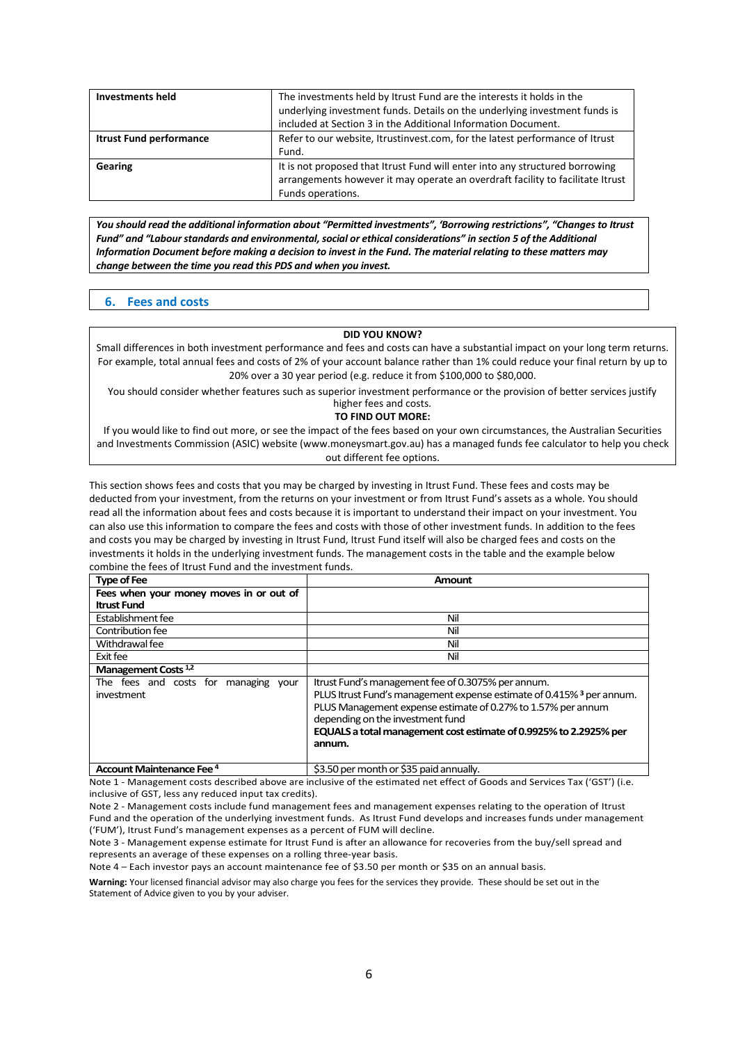| Investments held | The investments held by Itrust Fund are the interests it holds in the underlying investment funds. Details on the underlying investment funds is included at Section 3 in the Additional Information Document. |
|---|---|
| **Itrust Fund performance** | Refer to our website, Itrustinvest.com, for the latest performance of Itrust Fund. |
| **Gearing** | It is not proposed that Itrust Fund will enter into any structured borrowing arrangements however it may operate an overdraft facility to facilitate Itrust Funds operations. |

***You should read the additional information about "Permitted investments", 'Borrowing restrictions", "Changes to Itrust Fund" and "Labour standards and environmental, social or ethical considerations" in section 5 of the Additional Information Document before making a decision to invest in the Fund. The material relating to these matters may change between the time you read this PDS and when you invest.***

## 6. Fees and costs

**DID YOU KNOW?**

Small differences in both investment performance and fees and costs can have a substantial impact on your long term returns. For example, total annual fees and costs of 2% of your account balance rather than 1% could reduce your final return by up to 20% over a 30 year period (e.g. reduce it from $100,000 to $80,000.

You should consider whether features such as superior investment performance or the provision of better services justify higher fees and costs.

**TO FIND OUT MORE:**

If you would like to find out more, or see the impact of the fees based on your own circumstances, the Australian Securities and Investments Commission (ASIC) website (www.moneysmart.gov.au) has a managed funds fee calculator to help you check out different fee options.

This section shows fees and costs that you may be charged by investing in Itrust Fund. These fees and costs may be deducted from your investment, from the returns on your investment or from Itrust Fund's assets as a whole. You should read all the information about fees and costs because it is important to understand their impact on your investment. You can also use this information to compare the fees and costs with those of other investment funds. In addition to the fees and costs you may be charged by investing in Itrust Fund, Itrust Fund itself will also be charged fees and costs on the investments it holds in the underlying investment funds. The management costs in the table and the example below combine the fees of Itrust Fund and the investment funds.

| Type of Fee | Amount |
|---|---|
| **Fees when your money moves in or out of Itrust Fund** | |
| Establishment fee | Nil |
| Contribution fee | Nil |
| Withdrawal fee | Nil |
| Exit fee | Nil |
| **Management Costs [1,2]** | |
| The fees and costs for managing your investment | Itrust Fund's management fee of 0.3075% per annum.<br>PLUS Itrust Fund's management expense estimate of 0.415% [3] per annum.<br>PLUS Management expense estimate of 0.27% to 1.57% per annum depending on the investment fund<br>**EQUALS a total management cost estimate of 0.9925% to 2.2925% per annum.** |
| **Account Maintenance Fee [4]** | $3.50 per month or $35 paid annually. |

Note 1 - Management costs described above are inclusive of the estimated net effect of Goods and Services Tax ('GST') (i.e. inclusive of GST, less any reduced input tax credits).

Note 2 - Management costs include fund management fees and management expenses relating to the operation of Itrust Fund and the operation of the underlying investment funds. As Itrust Fund develops and increases funds under management ('FUM'), Itrust Fund's management expenses as a percent of FUM will decline.

Note 3 - Management expense estimate for Itrust Fund is after an allowance for recoveries from the buy/sell spread and represents an average of these expenses on a rolling three-year basis.

Note 4 – Each investor pays an account maintenance fee of $3.50 per month or $35 on an annual basis.

**Warning:** Your licensed financial advisor may also charge you fees for the services they provide. These should be set out in the Statement of Advice given to you by your adviser.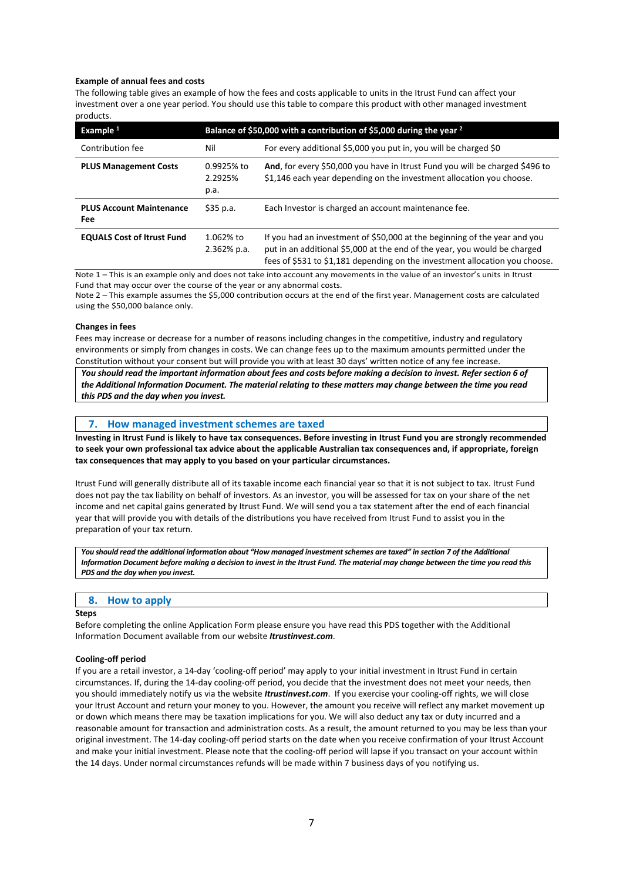**Example of annual fees and costs**

The following table gives an example of how the fees and costs applicable to units in the Itrust Fund can affect your investment over a one year period. You should use this table to compare this product with other managed investment products.

| Example [1] | Balance of $50,000 with a contribution of $5,000 during the year [2] | |
|---|---|---|
| Contribution fee | Nil | For every additional $5,000 you put in, you will be charged $0 |
| **PLUS Management Costs** | 0.9925% to 2.2925% p.a. | **And**, for every $50,000 you have in Itrust Fund you will be charged $496 to $1,146 each year depending on the investment allocation you choose. |
| **PLUS Account Maintenance Fee** | $35 p.a. | Each Investor is charged an account maintenance fee. |
| **EQUALS Cost of Itrust Fund** | 1.062% to 2.362% p.a. | If you had an investment of $50,000 at the beginning of the year and you put in an additional $5,000 at the end of the year, you would be charged fees of $531 to $1,181 depending on the investment allocation you choose. |

Note 1 – This is an example only and does not take into account any movements in the value of an investor's units in Itrust Fund that may occur over the course of the year or any abnormal costs.

Note 2 – This example assumes the $5,000 contribution occurs at the end of the first year. Management costs are calculated using the $50,000 balance only.

**Changes in fees**

Fees may increase or decrease for a number of reasons including changes in the competitive, industry and regulatory environments or simply from changes in costs. We can change fees up to the maximum amounts permitted under the Constitution without your consent but will provide you with at least 30 days' written notice of any fee increase.

***You should read the important information about fees and costs before making a decision to invest. Refer section 6 of the Additional Information Document. The material relating to these matters may change between the time you read this PDS and the day when you invest.***

## 7. How managed investment schemes are taxed

**Investing in Itrust Fund is likely to have tax consequences. Before investing in Itrust Fund you are strongly recommended to seek your own professional tax advice about the applicable Australian tax consequences and, if appropriate, foreign tax consequences that may apply to you based on your particular circumstances.**

Itrust Fund will generally distribute all of its taxable income each financial year so that it is not subject to tax. Itrust Fund does not pay the tax liability on behalf of investors. As an investor, you will be assessed for tax on your share of the net income and net capital gains generated by Itrust Fund. We will send you a tax statement after the end of each financial year that will provide you with details of the distributions you have received from Itrust Fund to assist you in the preparation of your tax return.

***You should read the additional information about "How managed investment schemes are taxed" in section 7 of the Additional Information Document before making a decision to invest in the Itrust Fund. The material may change between the time you read this PDS and the day when you invest.***

## 8. How to apply

**Steps**

Before completing the online Application Form please ensure you have read this PDS together with the Additional Information Document available from our website ***Itrustinvest.com***.

**Cooling-off period**

If you are a retail investor, a 14-day 'cooling-off period' may apply to your initial investment in Itrust Fund in certain circumstances. If, during the 14-day cooling-off period, you decide that the investment does not meet your needs, then you should immediately notify us via the website ***Itrustinvest.com***. If you exercise your cooling-off rights, we will close your Itrust Account and return your money to you. However, the amount you receive will reflect any market movement up or down which means there may be taxation implications for you. We will also deduct any tax or duty incurred and a reasonable amount for transaction and administration costs. As a result, the amount returned to you may be less than your original investment. The 14-day cooling-off period starts on the date when you receive confirmation of your Itrust Account and make your initial investment. Please note that the cooling-off period will lapse if you transact on your account within the 14 days. Under normal circumstances refunds will be made within 7 business days of you notifying us.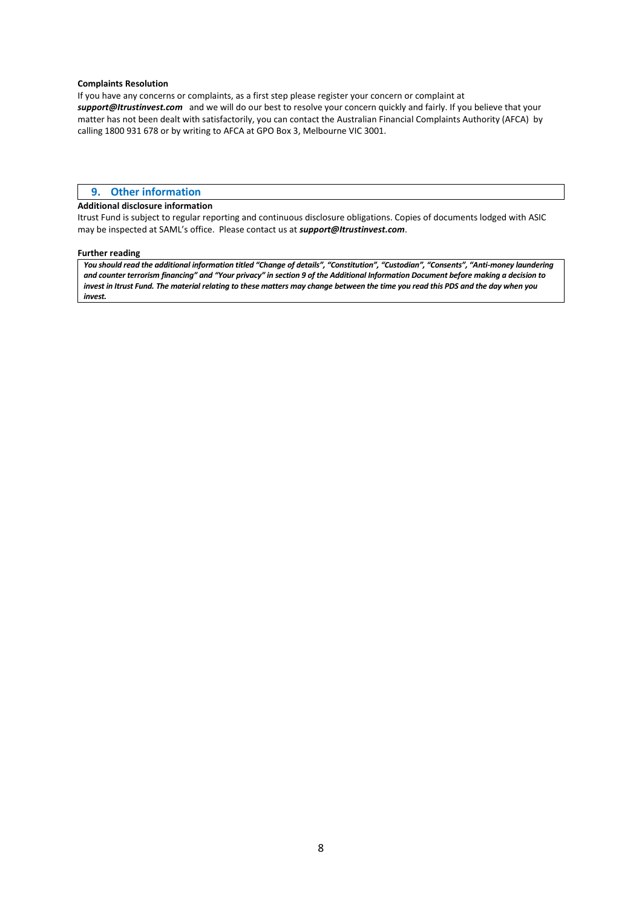**Complaints Resolution**

If you have any concerns or complaints, as a first step please register your concern or complaint at ***support@Itrustinvest.com*** and we will do our best to resolve your concern quickly and fairly. If you believe that your matter has not been dealt with satisfactorily, you can contact the Australian Financial Complaints Authority (AFCA) by calling 1800 931 678 or by writing to AFCA at GPO Box 3, Melbourne VIC 3001.

## 9. Other information

**Additional disclosure information**

Itrust Fund is subject to regular reporting and continuous disclosure obligations. Copies of documents lodged with ASIC may be inspected at SAML's office. Please contact us at ***support@Itrustinvest.com***.

**Further reading**

***You should read the additional information titled "Change of details", "Constitution", "Custodian", "Consents", "Anti-money laundering and counter terrorism financing" and "Your privacy" in section 9 of the Additional Information Document before making a decision to invest in Itrust Fund. The material relating to these matters may change between the time you read this PDS and the day when you invest.***